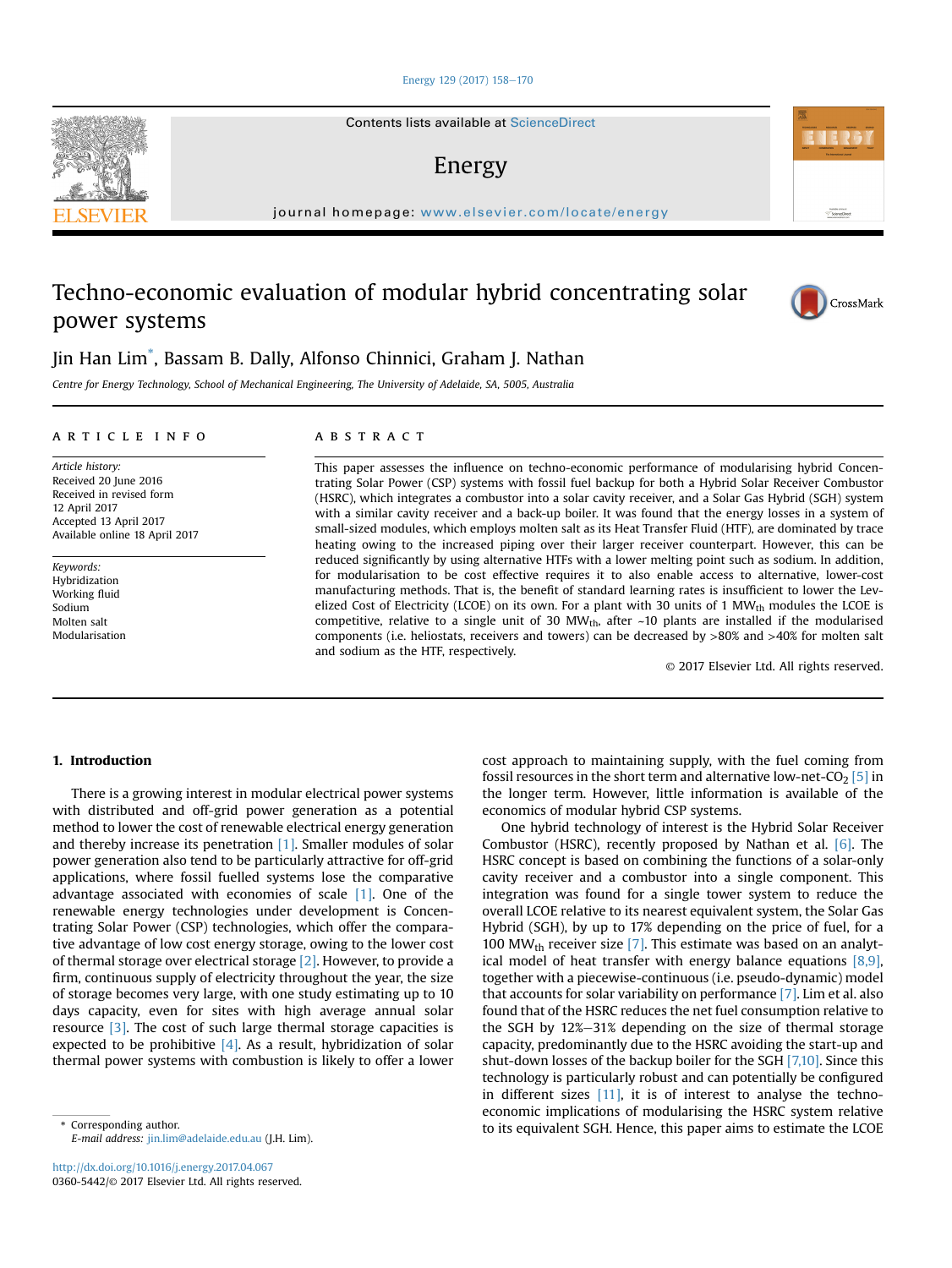# Techno-economic evaluation of modular hybrid concentrating solar power systems

Jin Han Lim*, Bassam B. Dally, Alfonso Chinnici, Graham J. Nathan

*Centre for Energy Technology, School of Mechanical Engineering, The University of Adelaide, SA, 5005, Australia*

## ARTICLE INFO

*Article history:*
Received 20 June 2016
Received in revised form
12 April 2017
Accepted 13 April 2017
Available online 18 April 2017

*Keywords:*
Hybridization
Working fluid
Sodium
Molten salt
Modularisation

## ABSTRACT

This paper assesses the influence on techno-economic performance of modularising hybrid Concentrating Solar Power (CSP) systems with fossil fuel backup for both a Hybrid Solar Receiver Combustor (HSRC), which integrates a combustor into a solar cavity receiver, and a Solar Gas Hybrid (SGH) system with a similar cavity receiver and a back-up boiler. It was found that the energy losses in a system of small-sized modules, which employs molten salt as its Heat Transfer Fluid (HTF), are dominated by trace heating owing to the increased piping over their larger receiver counterpart. However, this can be reduced significantly by using alternative HTFs with a lower melting point such as sodium. In addition, for modularisation to be cost effective requires it to also enable access to alternative, lower-cost manufacturing methods. That is, the benefit of standard learning rates is insufficient to lower the Levelized Cost of Electricity (LCOE) on its own. For a plant with 30 units of 1 $MW_{th}$ modules the LCOE is competitive, relative to a single unit of 30 $MW_{th}$, after ~10 plants are installed if the modularised components (i.e. heliostats, receivers and towers) can be decreased by >80% and >40% for molten salt and sodium as the HTF, respectively.

© 2017 Elsevier Ltd. All rights reserved.

## 1. Introduction

There is a growing interest in modular electrical power systems with distributed and off-grid power generation as a potential method to lower the cost of renewable electrical energy generation and thereby increase its penetration [1]. Smaller modules of solar power generation also tend to be particularly attractive for off-grid applications, where fossil fuelled systems lose the comparative advantage associated with economies of scale [1]. One of the renewable energy technologies under development is Concentrating Solar Power (CSP) technologies, which offer the comparative advantage of low cost energy storage, owing to the lower cost of thermal storage over electrical storage [2]. However, to provide a firm, continuous supply of electricity throughout the year, the size of storage becomes very large, with one study estimating up to 10 days capacity, even for sites with high average annual solar resource [3]. The cost of such large thermal storage capacities is expected to be prohibitive [4]. As a result, hybridization of solar thermal power systems with combustion is likely to offer a lower cost approach to maintaining supply, with the fuel coming from fossil resources in the short term and alternative low-net-$CO_2$ [5] in the longer term. However, little information is available of the economics of modular hybrid CSP systems.

One hybrid technology of interest is the Hybrid Solar Receiver Combustor (HSRC), recently proposed by Nathan et al. [6]. The HSRC concept is based on combining the functions of a solar-only cavity receiver and a combustor into a single component. This integration was found for a single tower system to reduce the overall LCOE relative to its nearest equivalent system, the Solar Gas Hybrid (SGH), by up to 17% depending on the price of fuel, for a 100 $MW_{th}$ receiver size [7]. This estimate was based on an analytical model of heat transfer with energy balance equations [8,9], together with a piecewise-continuous (i.e. pseudo-dynamic) model that accounts for solar variability on performance [7]. Lim et al. also found that of the HSRC reduces the net fuel consumption relative to the SGH by 12%–31% depending on the size of thermal storage capacity, predominantly due to the HSRC avoiding the start-up and shut-down losses of the backup boiler for the SGH [7,10]. Since this technology is particularly robust and can potentially be configured in different sizes [11], it is of interest to analyse the techno-economic implications of modularising the HSRC system relative to its equivalent SGH. Hence, this paper aims to estimate the LCOE

\* Corresponding author.
*E-mail address:* jin.lim@adelaide.edu.au (J.H. Lim).

http://dx.doi.org/10.1016/j.energy.2017.04.067
0360-5442/© 2017 Elsevier Ltd. All rights reserved.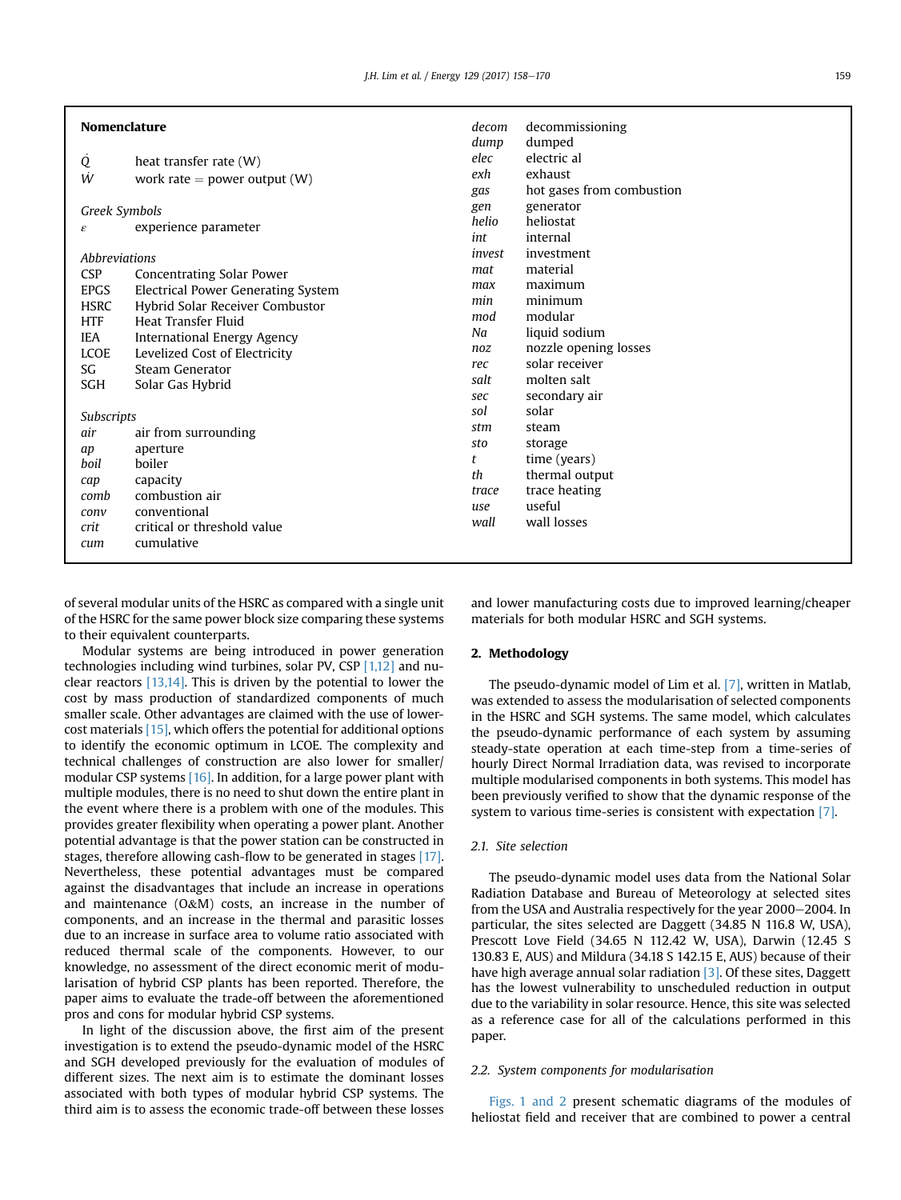## Nomenclature

| | |
|---|---|
| $\dot{Q}$ | heat transfer rate (W) |
| $\dot{W}$ | work rate = power output (W) |

*Greek Symbols*

| | |
|---|---|
| $\varepsilon$ | experience parameter |

*Abbreviations*

| | |
|---|---|
| CSP | Concentrating Solar Power |
| EPGS | Electrical Power Generating System |
| HSRC | Hybrid Solar Receiver Combustor |
| HTF | Heat Transfer Fluid |
| IEA | International Energy Agency |
| LCOE | Levelized Cost of Electricity |
| SG | Steam Generator |
| SGH | Solar Gas Hybrid |

*Subscripts*

| | |
|---|---|
| *air* | air from surrounding |
| *ap* | aperture |
| *boil* | boiler |
| *cap* | capacity |
| *comb* | combustion air |
| *conv* | conventional |
| *crit* | critical or threshold value |
| *cum* | cumulative |
| *decom* | decommissioning |
| *dump* | dumped |
| *elec* | electric al |
| *exh* | exhaust |
| *gas* | hot gases from combustion |
| *gen* | generator |
| *helio* | heliostat |
| *int* | internal |
| *invest* | investment |
| *mat* | material |
| *max* | maximum |
| *min* | minimum |
| *mod* | modular |
| *Na* | liquid sodium |
| *noz* | nozzle opening losses |
| *rec* | solar receiver |
| *salt* | molten salt |
| *sec* | secondary air |
| *sol* | solar |
| *stm* | steam |
| *sto* | storage |
| *t* | time (years) |
| *th* | thermal output |
| *trace* | trace heating |
| *use* | useful |
| *wall* | wall losses |

of several modular units of the HSRC as compared with a single unit of the HSRC for the same power block size comparing these systems to their equivalent counterparts.

Modular systems are being introduced in power generation technologies including wind turbines, solar PV, CSP [1,12] and nuclear reactors [13,14]. This is driven by the potential to lower the cost by mass production of standardized components of much smaller scale. Other advantages are claimed with the use of lower-cost materials [15], which offers the potential for additional options to identify the economic optimum in LCOE. The complexity and technical challenges of construction are also lower for smaller/modular CSP systems [16]. In addition, for a large power plant with multiple modules, there is no need to shut down the entire plant in the event where there is a problem with one of the modules. This provides greater flexibility when operating a power plant. Another potential advantage is that the power station can be constructed in stages, therefore allowing cash-flow to be generated in stages [17]. Nevertheless, these potential advantages must be compared against the disadvantages that include an increase in operations and maintenance (O&M) costs, an increase in the number of components, and an increase in the thermal and parasitic losses due to an increase in surface area to volume ratio associated with reduced thermal scale of the components. However, to our knowledge, no assessment of the direct economic merit of modularisation of hybrid CSP plants has been reported. Therefore, the paper aims to evaluate the trade-off between the aforementioned pros and cons for modular hybrid CSP systems.

In light of the discussion above, the first aim of the present investigation is to extend the pseudo-dynamic model of the HSRC and SGH developed previously for the evaluation of modules of different sizes. The next aim is to estimate the dominant losses associated with both types of modular hybrid CSP systems. The third aim is to assess the economic trade-off between these losses and lower manufacturing costs due to improved learning/cheaper materials for both modular HSRC and SGH systems.

## 2. Methodology

The pseudo-dynamic model of Lim et al. [7], written in Matlab, was extended to assess the modularisation of selected components in the HSRC and SGH systems. The same model, which calculates the pseudo-dynamic performance of each system by assuming steady-state operation at each time-step from a time-series of hourly Direct Normal Irradiation data, was revised to incorporate multiple modularised components in both systems. This model has been previously verified to show that the dynamic response of the system to various time-series is consistent with expectation [7].

### 2.1. Site selection

The pseudo-dynamic model uses data from the National Solar Radiation Database and Bureau of Meteorology at selected sites from the USA and Australia respectively for the year 2000–2004. In particular, the sites selected are Daggett (34.85 N 116.8 W, USA), Prescott Love Field (34.65 N 112.42 W, USA), Darwin (12.45 S 130.83 E, AUS) and Mildura (34.18 S 142.15 E, AUS) because of their have high average annual solar radiation [3]. Of these sites, Daggett has the lowest vulnerability to unscheduled reduction in output due to the variability in solar resource. Hence, this site was selected as a reference case for all of the calculations performed in this paper.

### 2.2. System components for modularisation

Figs. 1 and 2 present schematic diagrams of the modules of heliostat field and receiver that are combined to power a central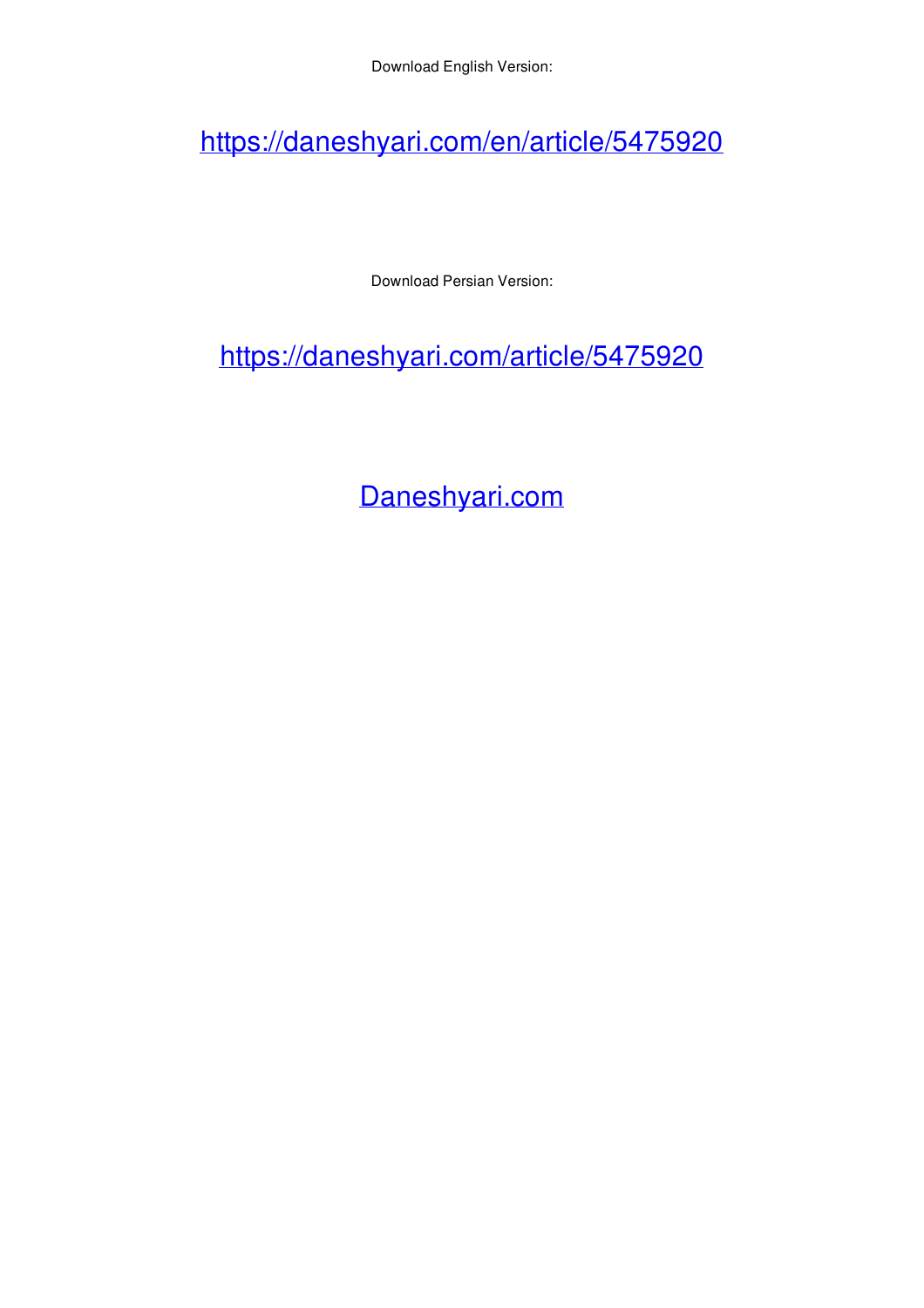Download English Version:

https://daneshyari.com/en/article/5475920

Download Persian Version:

https://daneshyari.com/article/5475920

Daneshyari.com